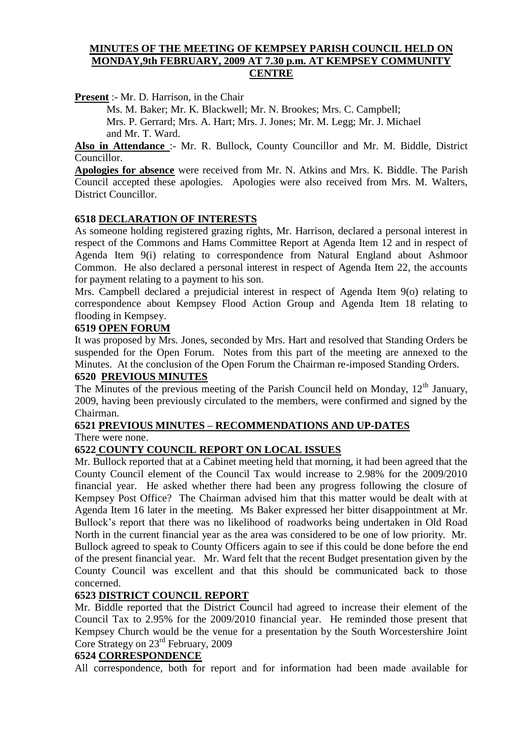# MINUTES OF THE MEETING OF KEMPSEY PARISH COUNCIL HELD ON MONDAY,9th FEBRUARY, 2009 AT 7.30 p.m. AT KEMPSEY COMMUNITY CENTRE

**Present** :- Mr. D. Harrison, in the Chair

Ms. M. Baker; Mr. K. Blackwell; Mr. N. Brookes; Mrs. C. Campbell; Mrs. P. Gerrard; Mrs. A. Hart; Mrs. J. Jones; Mr. M. Legg; Mr. J. Michael and Mr. T. Ward.

**Also in Attendance** :- Mr. R. Bullock, County Councillor and Mr. M. Biddle, District Councillor.

**Apologies for absence** were received from Mr. N. Atkins and Mrs. K. Biddle. The Parish Council accepted these apologies. Apologies were also received from Mrs. M. Walters, District Councillor.

## 6518 DECLARATION OF INTERESTS

As someone holding registered grazing rights, Mr. Harrison, declared a personal interest in respect of the Commons and Hams Committee Report at Agenda Item 12 and in respect of Agenda Item 9(i) relating to correspondence from Natural England about Ashmoor Common. He also declared a personal interest in respect of Agenda Item 22, the accounts for payment relating to a payment to his son.

Mrs. Campbell declared a prejudicial interest in respect of Agenda Item 9(o) relating to correspondence about Kempsey Flood Action Group and Agenda Item 18 relating to flooding in Kempsey.

## 6519 OPEN FORUM

It was proposed by Mrs. Jones, seconded by Mrs. Hart and resolved that Standing Orders be suspended for the Open Forum. Notes from this part of the meeting are annexed to the Minutes. At the conclusion of the Open Forum the Chairman re-imposed Standing Orders.

## 6520 PREVIOUS MINUTES

The Minutes of the previous meeting of the Parish Council held on Monday, 12th January, 2009, having been previously circulated to the members, were confirmed and signed by the Chairman.

## 6521 PREVIOUS MINUTES – RECOMMENDATIONS AND UP-DATES

There were none.

## 6522 COUNTY COUNCIL REPORT ON LOCAL ISSUES

Mr. Bullock reported that at a Cabinet meeting held that morning, it had been agreed that the County Council element of the Council Tax would increase to 2.98% for the 2009/2010 financial year. He asked whether there had been any progress following the closure of Kempsey Post Office? The Chairman advised him that this matter would be dealt with at Agenda Item 16 later in the meeting. Ms Baker expressed her bitter disappointment at Mr. Bullock's report that there was no likelihood of roadworks being undertaken in Old Road North in the current financial year as the area was considered to be one of low priority. Mr. Bullock agreed to speak to County Officers again to see if this could be done before the end of the present financial year. Mr. Ward felt that the recent Budget presentation given by the County Council was excellent and that this should be communicated back to those concerned.

## 6523 DISTRICT COUNCIL REPORT

Mr. Biddle reported that the District Council had agreed to increase their element of the Council Tax to 2.95% for the 2009/2010 financial year. He reminded those present that Kempsey Church would be the venue for a presentation by the South Worcestershire Joint Core Strategy on 23rd February, 2009

## 6524 CORRESPONDENCE

All correspondence, both for report and for information had been made available for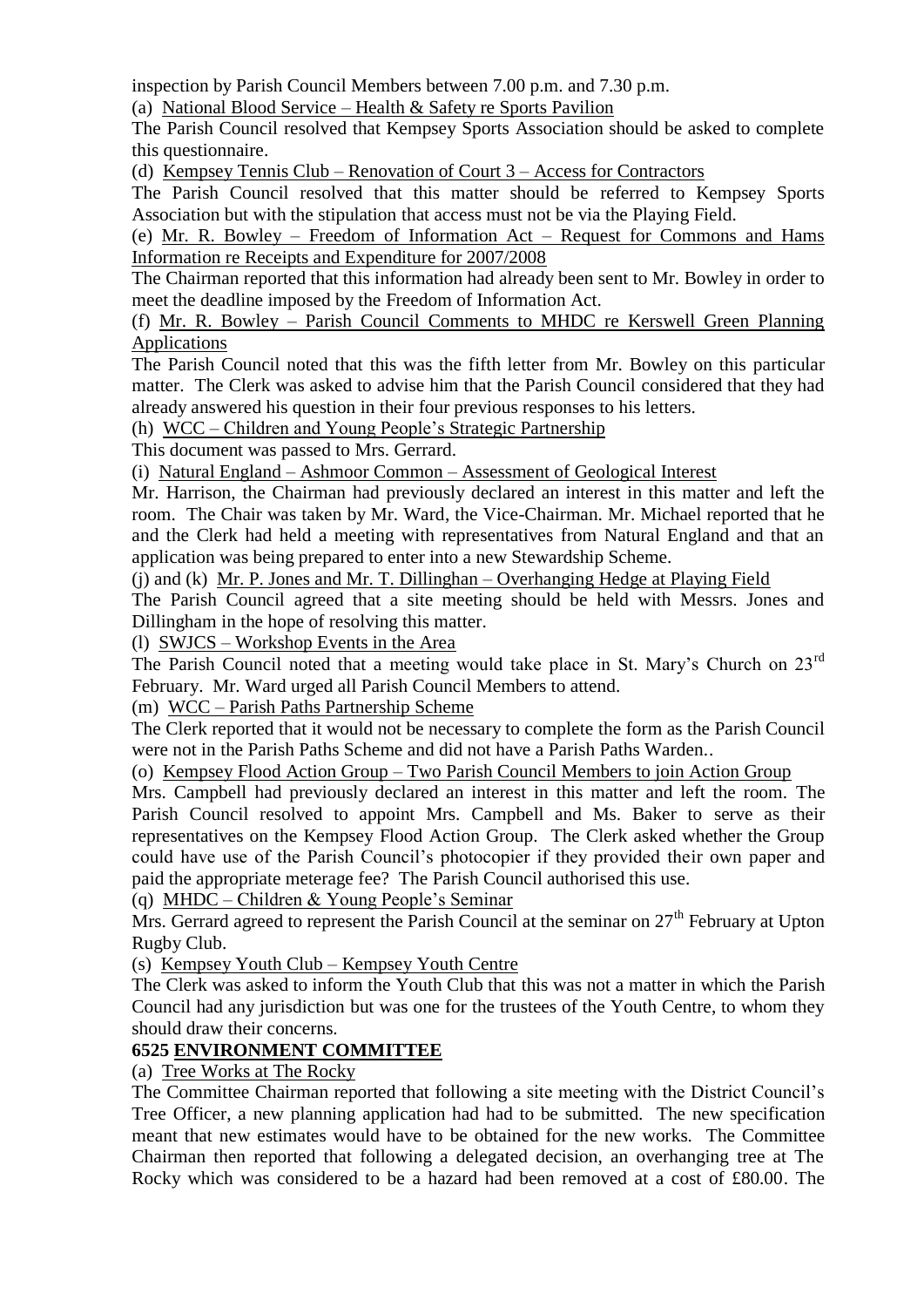inspection by Parish Council Members between 7.00 p.m. and 7.30 p.m.

(a) National Blood Service – Health & Safety re Sports Pavilion

The Parish Council resolved that Kempsey Sports Association should be asked to complete this questionnaire.

(d) Kempsey Tennis Club – Renovation of Court 3 – Access for Contractors

The Parish Council resolved that this matter should be referred to Kempsey Sports Association but with the stipulation that access must not be via the Playing Field.

(e) Mr. R. Bowley – Freedom of Information Act – Request for Commons and Hams Information re Receipts and Expenditure for 2007/2008

The Chairman reported that this information had already been sent to Mr. Bowley in order to meet the deadline imposed by the Freedom of Information Act.

(f) Mr. R. Bowley – Parish Council Comments to MHDC re Kerswell Green Planning Applications

The Parish Council noted that this was the fifth letter from Mr. Bowley on this particular matter. The Clerk was asked to advise him that the Parish Council considered that they had already answered his question in their four previous responses to his letters.

(h) WCC – Children and Young People's Strategic Partnership

This document was passed to Mrs. Gerrard.

(i) Natural England – Ashmoor Common – Assessment of Geological Interest

Mr. Harrison, the Chairman had previously declared an interest in this matter and left the room. The Chair was taken by Mr. Ward, the Vice-Chairman. Mr. Michael reported that he and the Clerk had held a meeting with representatives from Natural England and that an application was being prepared to enter into a new Stewardship Scheme.

(j) and (k) Mr. P. Jones and Mr. T. Dillinghan – Overhanging Hedge at Playing Field

The Parish Council agreed that a site meeting should be held with Messrs. Jones and Dillingham in the hope of resolving this matter.

(l) SWJCS – Workshop Events in the Area

The Parish Council noted that a meeting would take place in St. Mary's Church on 23rd February. Mr. Ward urged all Parish Council Members to attend.

(m) WCC – Parish Paths Partnership Scheme

The Clerk reported that it would not be necessary to complete the form as the Parish Council were not in the Parish Paths Scheme and did not have a Parish Paths Warden..

(o) Kempsey Flood Action Group – Two Parish Council Members to join Action Group

Mrs. Campbell had previously declared an interest in this matter and left the room. The Parish Council resolved to appoint Mrs. Campbell and Ms. Baker to serve as their representatives on the Kempsey Flood Action Group. The Clerk asked whether the Group could have use of the Parish Council's photocopier if they provided their own paper and paid the appropriate meterage fee? The Parish Council authorised this use.

(q) MHDC – Children & Young People's Seminar

Mrs. Gerrard agreed to represent the Parish Council at the seminar on 27th February at Upton Rugby Club.

(s) Kempsey Youth Club – Kempsey Youth Centre

The Clerk was asked to inform the Youth Club that this was not a matter in which the Parish Council had any jurisdiction but was one for the trustees of the Youth Centre, to whom they should draw their concerns.

**6525 ENVIRONMENT COMMITTEE**

(a) Tree Works at The Rocky

The Committee Chairman reported that following a site meeting with the District Council's Tree Officer, a new planning application had had to be submitted. The new specification meant that new estimates would have to be obtained for the new works. The Committee Chairman then reported that following a delegated decision, an overhanging tree at The Rocky which was considered to be a hazard had been removed at a cost of £80.00. The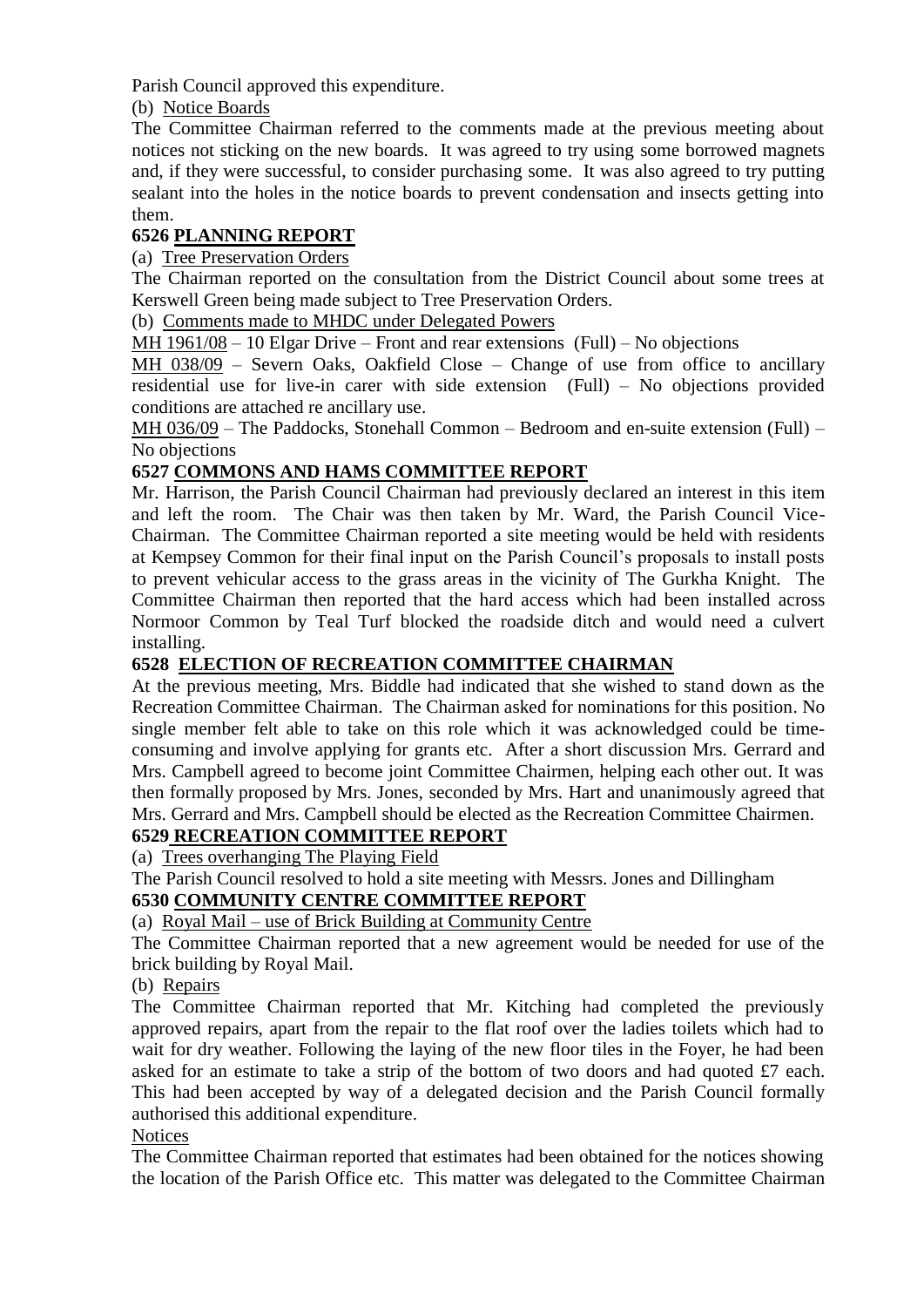Parish Council approved this expenditure.

(b) Notice Boards

The Committee Chairman referred to the comments made at the previous meeting about notices not sticking on the new boards. It was agreed to try using some borrowed magnets and, if they were successful, to consider purchasing some. It was also agreed to try putting sealant into the holes in the notice boards to prevent condensation and insects getting into them.

## 6526 PLANNING REPORT

(a) Tree Preservation Orders

The Chairman reported on the consultation from the District Council about some trees at Kerswell Green being made subject to Tree Preservation Orders.

(b) Comments made to MHDC under Delegated Powers

MH 1961/08 – 10 Elgar Drive – Front and rear extensions (Full) – No objections

MH 038/09 – Severn Oaks, Oakfield Close – Change of use from office to ancillary residential use for live-in carer with side extension (Full) – No objections provided conditions are attached re ancillary use.

MH 036/09 – The Paddocks, Stonehall Common – Bedroom and en-suite extension (Full) – No objections

## 6527 COMMONS AND HAMS COMMITTEE REPORT

Mr. Harrison, the Parish Council Chairman had previously declared an interest in this item and left the room. The Chair was then taken by Mr. Ward, the Parish Council Vice-Chairman. The Committee Chairman reported a site meeting would be held with residents at Kempsey Common for their final input on the Parish Council's proposals to install posts to prevent vehicular access to the grass areas in the vicinity of The Gurkha Knight. The Committee Chairman then reported that the hard access which had been installed across Normoor Common by Teal Turf blocked the roadside ditch and would need a culvert installing.

## 6528 ELECTION OF RECREATION COMMITTEE CHAIRMAN

At the previous meeting, Mrs. Biddle had indicated that she wished to stand down as the Recreation Committee Chairman. The Chairman asked for nominations for this position. No single member felt able to take on this role which it was acknowledged could be time-consuming and involve applying for grants etc. After a short discussion Mrs. Gerrard and Mrs. Campbell agreed to become joint Committee Chairmen, helping each other out. It was then formally proposed by Mrs. Jones, seconded by Mrs. Hart and unanimously agreed that Mrs. Gerrard and Mrs. Campbell should be elected as the Recreation Committee Chairmen.

## 6529 RECREATION COMMITTEE REPORT

(a) Trees overhanging The Playing Field

The Parish Council resolved to hold a site meeting with Messrs. Jones and Dillingham

## 6530 COMMUNITY CENTRE COMMITTEE REPORT

(a) Royal Mail – use of Brick Building at Community Centre

The Committee Chairman reported that a new agreement would be needed for use of the brick building by Royal Mail.

(b) Repairs

The Committee Chairman reported that Mr. Kitching had completed the previously approved repairs, apart from the repair to the flat roof over the ladies toilets which had to wait for dry weather. Following the laying of the new floor tiles in the Foyer, he had been asked for an estimate to take a strip of the bottom of two doors and had quoted £7 each. This had been accepted by way of a delegated decision and the Parish Council formally authorised this additional expenditure.

Notices

The Committee Chairman reported that estimates had been obtained for the notices showing the location of the Parish Office etc. This matter was delegated to the Committee Chairman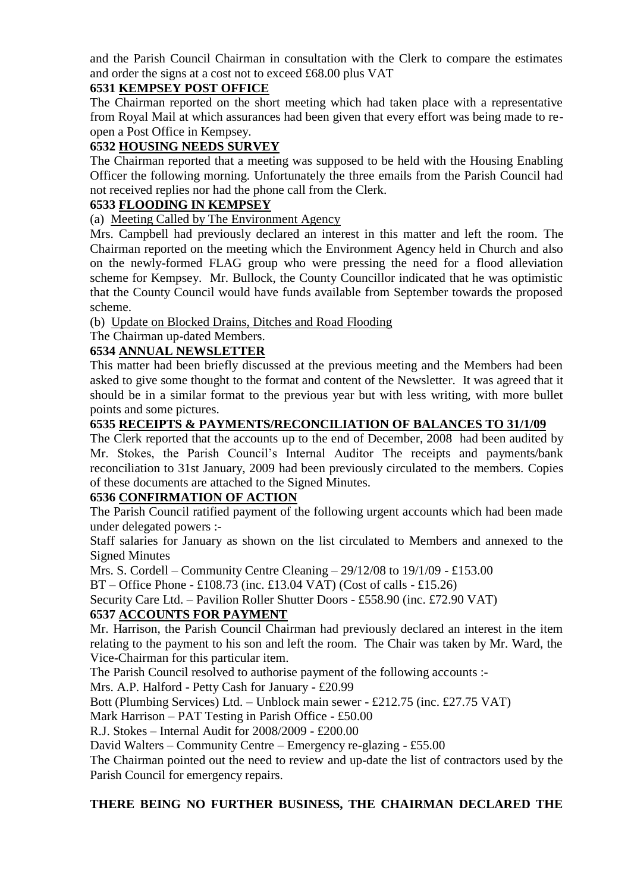and the Parish Council Chairman in consultation with the Clerk to compare the estimates and order the signs at a cost not to exceed £68.00 plus VAT

## 6531 KEMPSEY POST OFFICE

The Chairman reported on the short meeting which had taken place with a representative from Royal Mail at which assurances had been given that every effort was being made to re-open a Post Office in Kempsey.

## 6532 HOUSING NEEDS SURVEY

The Chairman reported that a meeting was supposed to be held with the Housing Enabling Officer the following morning. Unfortunately the three emails from the Parish Council had not received replies nor had the phone call from the Clerk.

## 6533 FLOODING IN KEMPSEY

(a) Meeting Called by The Environment Agency

Mrs. Campbell had previously declared an interest in this matter and left the room. The Chairman reported on the meeting which the Environment Agency held in Church and also on the newly-formed FLAG group who were pressing the need for a flood alleviation scheme for Kempsey. Mr. Bullock, the County Councillor indicated that he was optimistic that the County Council would have funds available from September towards the proposed scheme.

(b) Update on Blocked Drains, Ditches and Road Flooding

The Chairman up-dated Members.

## 6534 ANNUAL NEWSLETTER

This matter had been briefly discussed at the previous meeting and the Members had been asked to give some thought to the format and content of the Newsletter. It was agreed that it should be in a similar format to the previous year but with less writing, with more bullet points and some pictures.

## 6535 RECEIPTS & PAYMENTS/RECONCILIATION OF BALANCES TO 31/1/09

The Clerk reported that the accounts up to the end of December, 2008 had been audited by Mr. Stokes, the Parish Council's Internal Auditor The receipts and payments/bank reconciliation to 31st January, 2009 had been previously circulated to the members. Copies of these documents are attached to the Signed Minutes.

## 6536 CONFIRMATION OF ACTION

The Parish Council ratified payment of the following urgent accounts which had been made under delegated powers :-

Staff salaries for January as shown on the list circulated to Members and annexed to the Signed Minutes

Mrs. S. Cordell – Community Centre Cleaning – 29/12/08 to 19/1/09 - £153.00

BT – Office Phone - £108.73 (inc. £13.04 VAT) (Cost of calls - £15.26)

Security Care Ltd. – Pavilion Roller Shutter Doors - £558.90 (inc. £72.90 VAT)

## 6537 ACCOUNTS FOR PAYMENT

Mr. Harrison, the Parish Council Chairman had previously declared an interest in the item relating to the payment to his son and left the room. The Chair was taken by Mr. Ward, the Vice-Chairman for this particular item.

The Parish Council resolved to authorise payment of the following accounts :-

Mrs. A.P. Halford - Petty Cash for January - £20.99

Bott (Plumbing Services) Ltd. – Unblock main sewer - £212.75 (inc. £27.75 VAT)

Mark Harrison – PAT Testing in Parish Office - £50.00

R.J. Stokes – Internal Audit for 2008/2009 - £200.00

David Walters – Community Centre – Emergency re-glazing - £55.00

The Chairman pointed out the need to review and up-date the list of contractors used by the Parish Council for emergency repairs.

**THERE BEING NO FURTHER BUSINESS, THE CHAIRMAN DECLARED THE**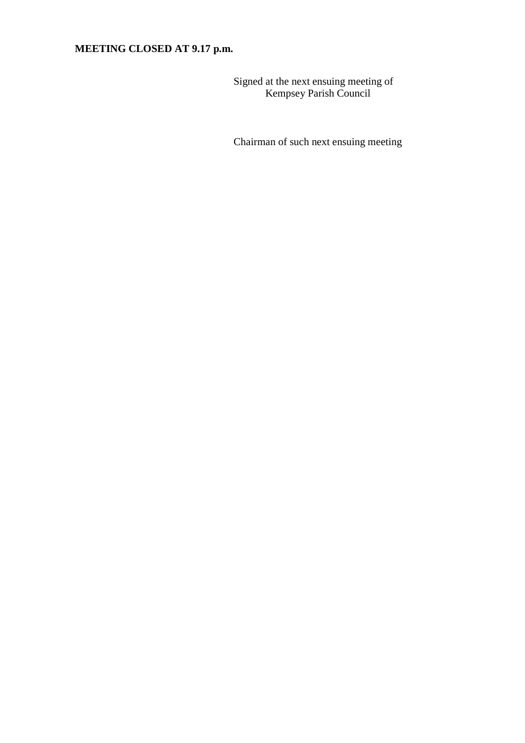**MEETING CLOSED AT 9.17 p.m.**

Signed at the next ensuing meeting of
Kempsey Parish Council

Chairman of such next ensuing meeting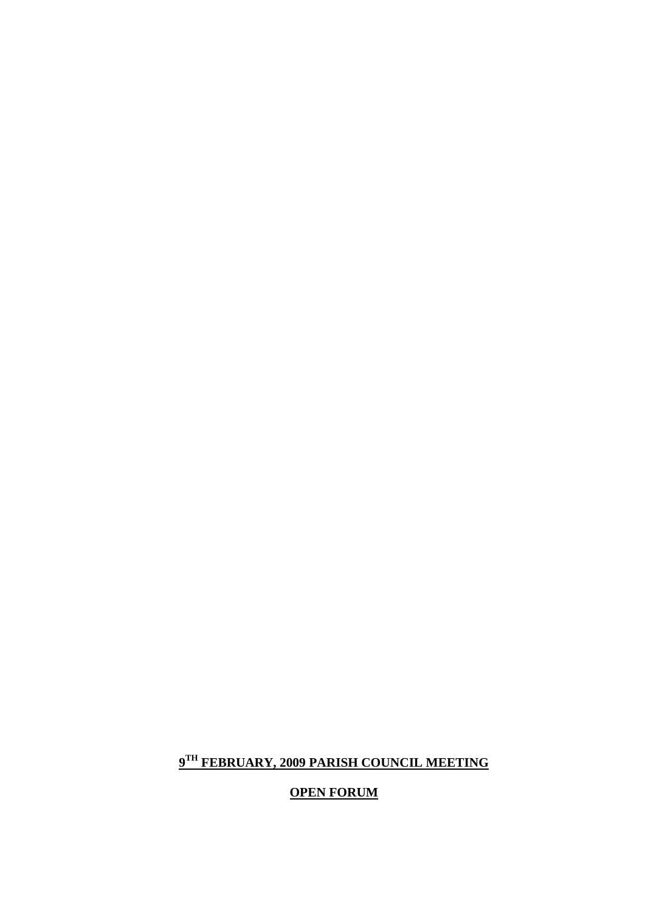**9TH FEBRUARY, 2009 PARISH COUNCIL MEETING**

**OPEN FORUM**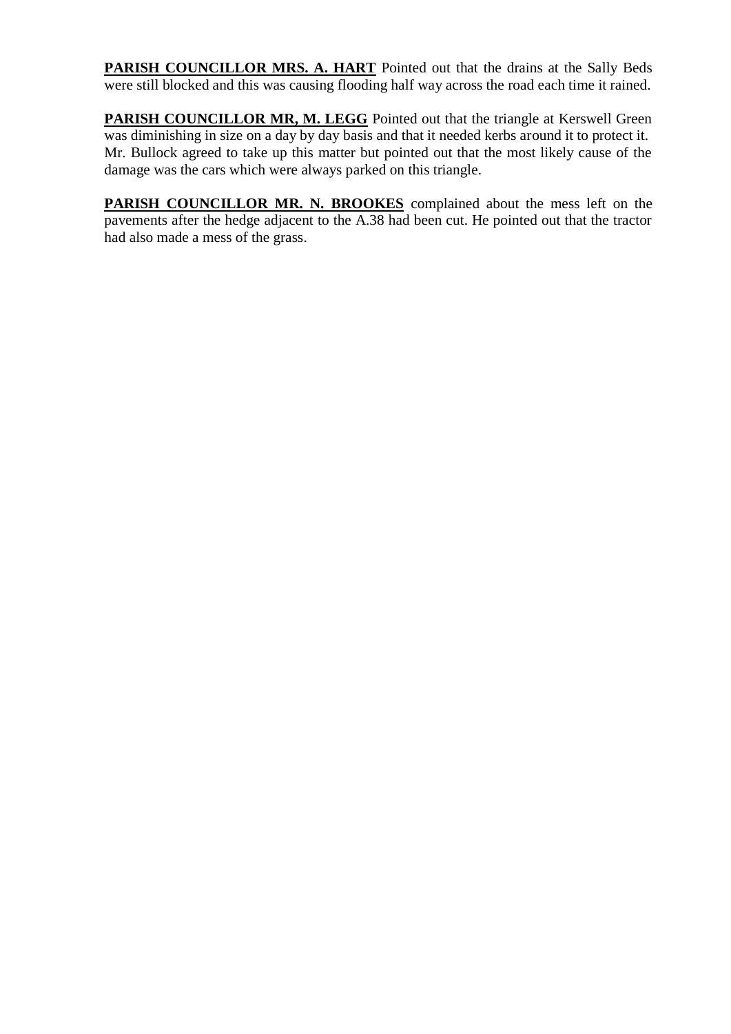**PARISH COUNCILLOR MRS. A. HART** Pointed out that the drains at the Sally Beds were still blocked and this was causing flooding half way across the road each time it rained.

**PARISH COUNCILLOR MR, M. LEGG** Pointed out that the triangle at Kerswell Green was diminishing in size on a day by day basis and that it needed kerbs around it to protect it. Mr. Bullock agreed to take up this matter but pointed out that the most likely cause of the damage was the cars which were always parked on this triangle.

**PARISH COUNCILLOR MR. N. BROOKES** complained about the mess left on the pavements after the hedge adjacent to the A.38 had been cut. He pointed out that the tractor had also made a mess of the grass.